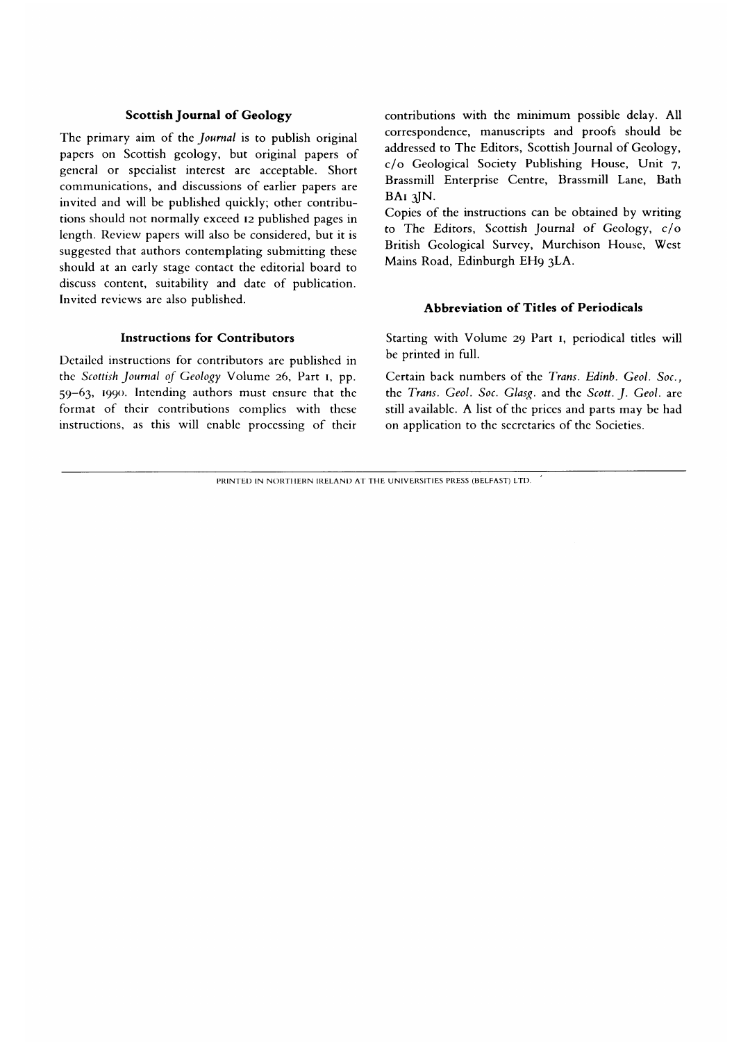## Scottish Journal of Geology

The primary aim of the *Journal* is to publish original papers on Scottish geology, but original papers of general or specialist interest are acceptable. Short communications, and discussions of earlier papers are invited and will be published quickly; other contributions should not normally exceed 12 published pages in length. Review papers will also be considered, but it is suggested that authors contemplating submitting these should at an early stage contact the editorial board to discuss content, suitability and date of publication. Invited reviews are also published.

## Instructions for Contributors

Detailed instructions for contributors are published in the *Scottish Journal of Geology* Volume 26, Part 1, pp. 59–63, 1990. Intending authors must ensure that the format of their contributions complies with these instructions, as this will enable processing of their contributions with the minimum possible delay. All correspondence, manuscripts and proofs should be addressed to The Editors, Scottish Journal of Geology, c/o Geological Society Publishing House, Unit 7, Brassmill Enterprise Centre, Brassmill Lane, Bath BA1 3JN.

Copies of the instructions can be obtained by writing to The Editors, Scottish Journal of Geology, c/o British Geological Survey, Murchison House, West Mains Road, Edinburgh EH9 3LA.

## Abbreviation of Titles of Periodicals

Starting with Volume 29 Part 1, periodical titles will be printed in full.

Certain back numbers of the *Trans. Edinb. Geol. Soc.*, the *Trans. Geol. Soc. Glasg.* and the *Scott. J. Geol.* are still available. A list of the prices and parts may be had on application to the secretaries of the Societies.

PRINTED IN NORTHERN IRELAND AT THE UNIVERSITIES PRESS (BELFAST) LTD.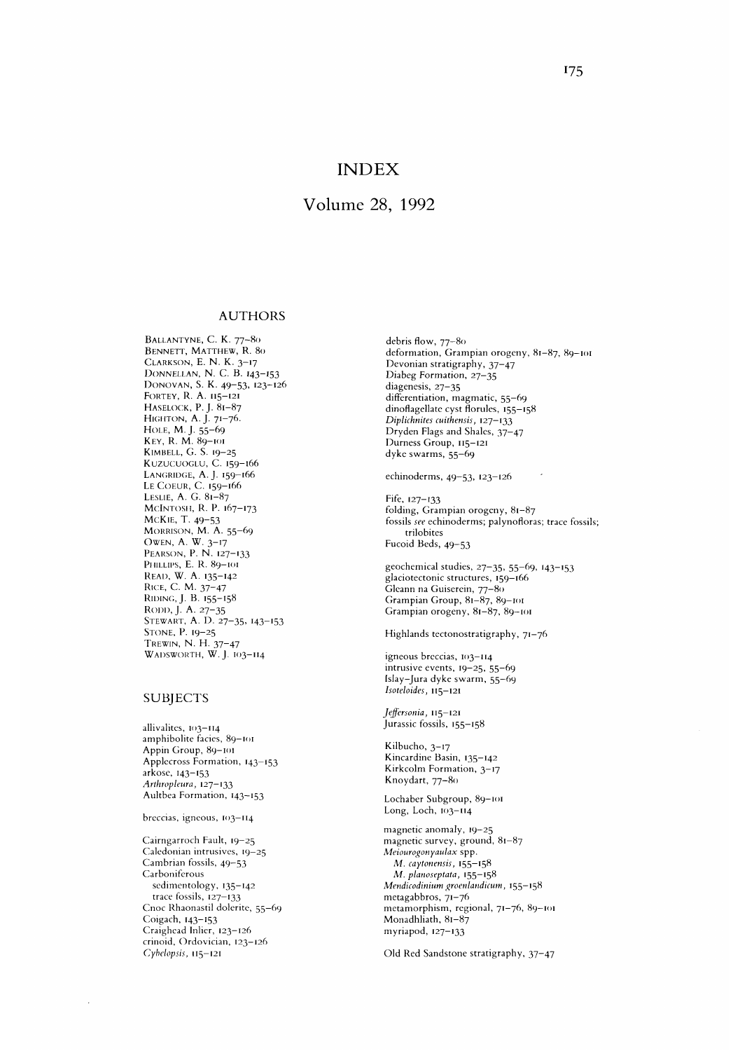# INDEX

## Volume 28, 1992

### AUTHORS

Ballantyne, C. K. 77–80
Bennett, Matthew, R. 80
Clarkson, E. N. K. 3–17
Donnellan, N. C. B. 143–153
Donovan, S. K. 49–53, 123–126
Fortey, R. A. 115–121
Haselock, P. J. 81–87
Highton, A. J. 71–76.
Hole, M. J. 55–69
Key, R. M. 89–101
Kimbell, G. S. 19–25
Kuzucuoglu, C. 159–166
Langridge, A. J. 159–166
Le Coeur, C. 159–166
Leslie, A. G. 81–87
McIntosh, R. P. 167–173
McKie, T. 49–53
Morrison, M. A. 55–69
Owen, A. W. 3–17
Pearson, P. N. 127–133
Phillips, E. R. 89–101
Read, W. A. 135–142
Rice, C. M. 37–47
Riding, J. B. 155–158
Rodd, J. A. 27–35
Stewart, A. D. 27–35, 143–153
Stone, P. 19–25
Trewin, N. H. 37–47
Wadsworth, W. J. 103–114

### SUBJECTS

allivalites, 103–114
amphibolite facies, 89–101
Appin Group, 89–101
Applecross Formation, 143–153
arkose, 143–153
*Arthropleura*, 127–133
Aultbea Formation, 143–153

breccias, igneous, 103–114

Cairngarroch Fault, 19–25
Caledonian intrusives, 19–25
Cambrian fossils, 49–53
Carboniferous
  sedimentology, 135–142
  trace fossils, 127–133
Cnoc Rhaonastil dolerite, 55–69
Coigach, 143–153
Craighead Inlier, 123–126
crinoid, Ordovician, 123–126
*Cybelopsis*, 115–121

debris flow, 77–80
deformation, Grampian orogeny, 81–87, 89–101
Devonian stratigraphy, 37–47
Diabeg Formation, 27–35
diagenesis, 27–35
differentiation, magmatic, 55–69
dinoflagellate cyst florules, 155–158
*Diplichnites cuithensis*, 127–133
Dryden Flags and Shales, 37–47
Durness Group, 115–121
dyke swarms, 55–69

echinoderms, 49–53, 123–126

Fife, 127–133
folding, Grampian orogeny, 81–87
fossils *see* echinoderms; palynofloras; trace fossils; trilobites
Fucoid Beds, 49–53

geochemical studies, 27–35, 55–69, 143–153
glaciotectonic structures, 159–166
Gleann na Guiserein, 77–80
Grampian Group, 81–87, 89–101
Grampian orogeny, 81–87, 89–101

Highlands tectonostratigraphy, 71–76

igneous breccias, 103–114
intrusive events, 19–25, 55–69
Islay-Jura dyke swarm, 55–69
*Isoteloides*, 115–121

*Jeffersonia*, 115–121
Jurassic fossils, 155–158

Kilbucho, 3–17
Kincardine Basin, 135–142
Kirkcolm Formation, 3–17
Knoydart, 77–80

Lochaber Subgroup, 89–101
Long, Loch, 103–114

magnetic anomaly, 19–25
magnetic survey, ground, 81–87
*Meiourogonyaulax* spp.
  *M. caytonensis*, 155–158
  *M. planoseptata*, 155–158
*Mendicodinium groenlandicum*, 155–158
metagabbros, 71–76
metamorphism, regional, 71–76, 89–101
Monadhliath, 81–87
myriapod, 127–133

Old Red Sandstone stratigraphy, 37–47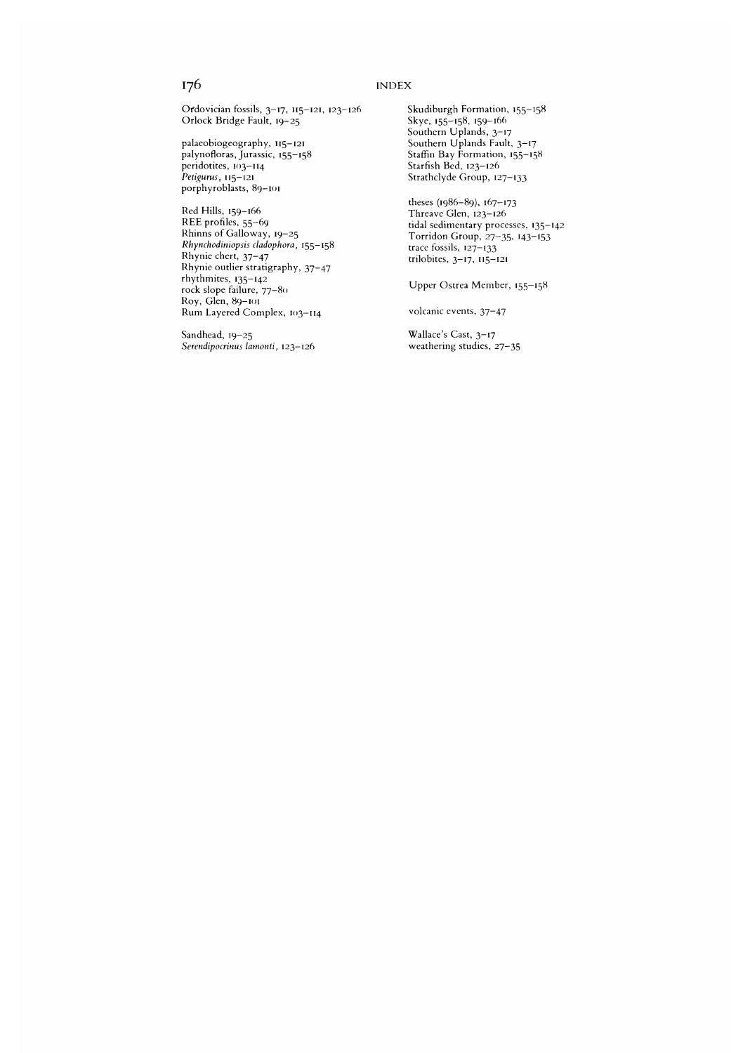# INDEX

Ordovician fossils, 3–17, 115–121, 123–126
Orlock Bridge Fault, 19–25

palaeobiogeography, 115–121
palynofloras, Jurassic, 155–158
peridotites, 103–114
*Petigurus*, 115–121
porphyroblasts, 89–101

Red Hills, 159–166
REE profiles, 55–69
Rhinns of Galloway, 19–25
*Rhynchodiniopsis cladophora*, 155–158
Rhynie chert, 37–47
Rhynie outlier stratigraphy, 37–47
rhythmites, 135–142
rock slope failure, 77–80
Roy, Glen, 89–101
Rum Layered Complex, 103–114

Sandhead, 19–25
*Serendipocrinus lamonti*, 123–126
Skudiburgh Formation, 155–158
Skye, 155–158, 159–166
Southern Uplands, 3–17
Southern Uplands Fault, 3–17
Staffin Bay Formation, 155–158
Starfish Bed, 123–126
Strathclyde Group, 127–133

theses (1986–89), 167–173
Threave Glen, 123–126
tidal sedimentary processes, 135–142
Torridon Group, 27–35, 143–153
trace fossils, 127–133
trilobites, 3–17, 115–121

Upper Ostrea Member, 155–158

volcanic events, 37–47

Wallace's Cast, 3–17
weathering studies, 27–35